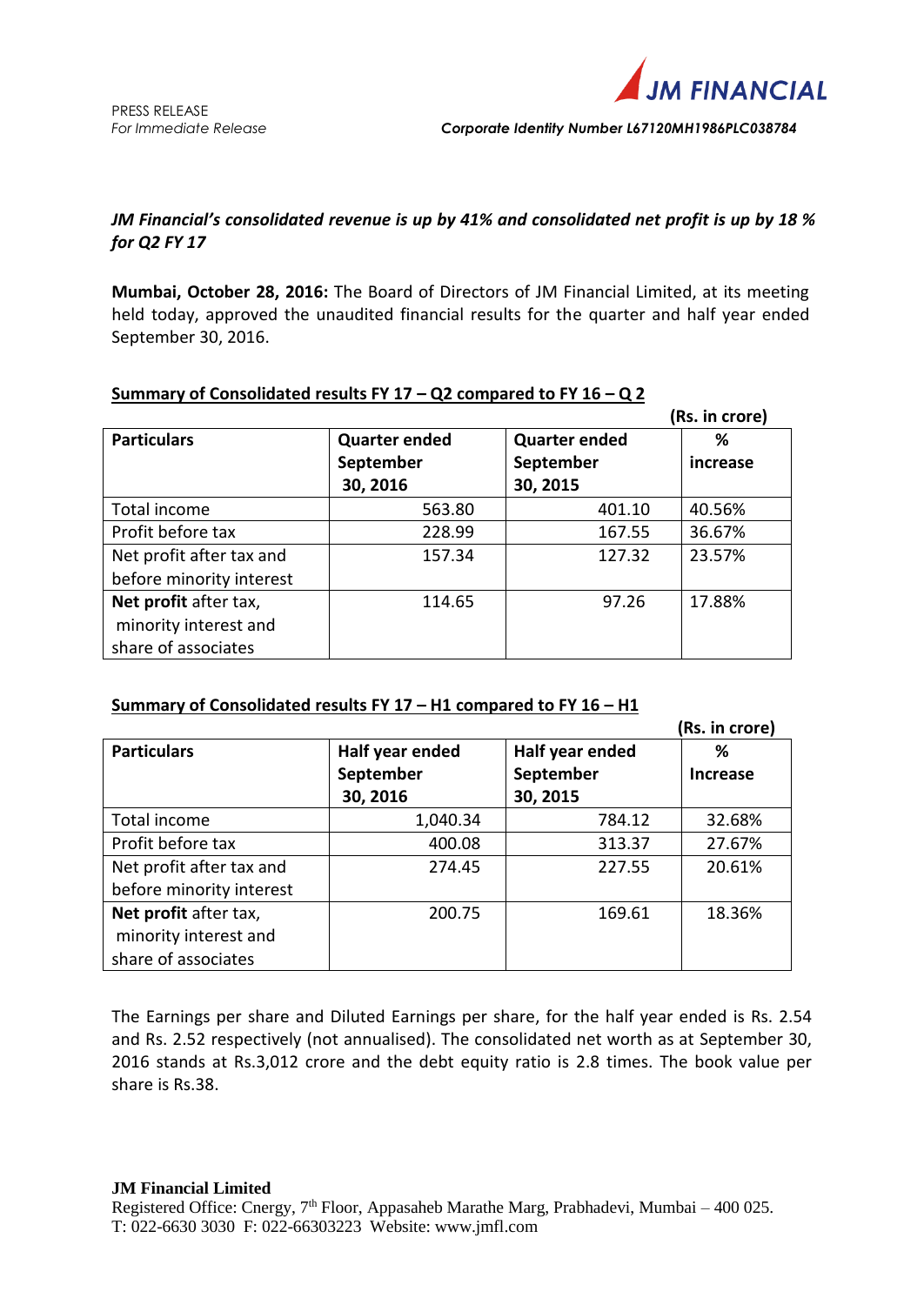PRESS RELEASE
*For Immediate Release*

**JM FINANCIAL**

***Corporate Identity Number L67120MH1986PLC038784***

***JM Financial's consolidated revenue is up by 41% and consolidated net profit is up by 18 % for Q2 FY 17***

**Mumbai, October 28, 2016:** The Board of Directors of JM Financial Limited, at its meeting held today, approved the unaudited financial results for the quarter and half year ended September 30, 2016.

**Summary of Consolidated results FY 17 – Q2 compared to FY 16 – Q 2**

**(Rs. in crore)**

| **Particulars** | **Quarter ended September 30, 2016** | **Quarter ended September 30, 2015** | **% increase** |
|---|---|---|---|
| Total income | 563.80 | 401.10 | 40.56% |
| Profit before tax | 228.99 | 167.55 | 36.67% |
| Net profit after tax and before minority interest | 157.34 | 127.32 | 23.57% |
| **Net profit** after tax, minority interest and share of associates | 114.65 | 97.26 | 17.88% |

**Summary of Consolidated results FY 17 – H1 compared to FY 16 – H1**

**(Rs. in crore)**

| **Particulars** | **Half year ended September 30, 2016** | **Half year ended September 30, 2015** | **% Increase** |
|---|---|---|---|
| Total income | 1,040.34 | 784.12 | 32.68% |
| Profit before tax | 400.08 | 313.37 | 27.67% |
| Net profit after tax and before minority interest | 274.45 | 227.55 | 20.61% |
| **Net profit** after tax, minority interest and share of associates | 200.75 | 169.61 | 18.36% |

The Earnings per share and Diluted Earnings per share, for the half year ended is Rs. 2.54 and Rs. 2.52 respectively (not annualised). The consolidated net worth as at September 30, 2016 stands at Rs.3,012 crore and the debt equity ratio is 2.8 times. The book value per share is Rs.38.

**JM Financial Limited**
Registered Office: Cnergy, 7th Floor, Appasaheb Marathe Marg, Prabhadevi, Mumbai – 400 025.
T: 022-6630 3030 F: 022-66303223 Website: www.jmfl.com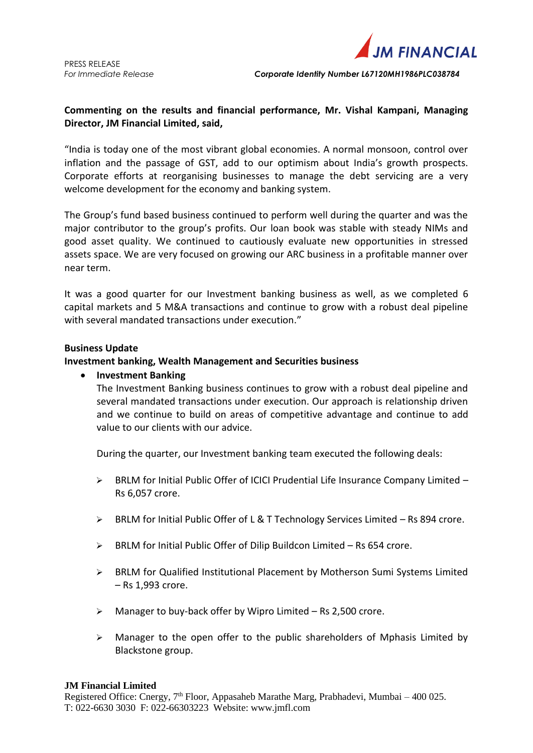**Commenting on the results and financial performance, Mr. Vishal Kampani, Managing Director, JM Financial Limited, said,**

"India is today one of the most vibrant global economies. A normal monsoon, control over inflation and the passage of GST, add to our optimism about India's growth prospects. Corporate efforts at reorganising businesses to manage the debt servicing are a very welcome development for the economy and banking system.

The Group's fund based business continued to perform well during the quarter and was the major contributor to the group's profits. Our loan book was stable with steady NIMs and good asset quality. We continued to cautiously evaluate new opportunities in stressed assets space. We are very focused on growing our ARC business in a profitable manner over near term.

It was a good quarter for our Investment banking business as well, as we completed 6 capital markets and 5 M&A transactions and continue to grow with a robust deal pipeline with several mandated transactions under execution."

**Business Update**

**Investment banking, Wealth Management and Securities business**

- **Investment Banking**

  The Investment Banking business continues to grow with a robust deal pipeline and several mandated transactions under execution. Our approach is relationship driven and we continue to build on areas of competitive advantage and continue to add value to our clients with our advice.

  During the quarter, our Investment banking team executed the following deals:

  - BRLM for Initial Public Offer of ICICI Prudential Life Insurance Company Limited – Rs 6,057 crore.
  - BRLM for Initial Public Offer of L & T Technology Services Limited – Rs 894 crore.
  - BRLM for Initial Public Offer of Dilip Buildcon Limited – Rs 654 crore.
  - BRLM for Qualified Institutional Placement by Motherson Sumi Systems Limited – Rs 1,993 crore.
  - Manager to buy-back offer by Wipro Limited – Rs 2,500 crore.
  - Manager to the open offer to the public shareholders of Mphasis Limited by Blackstone group.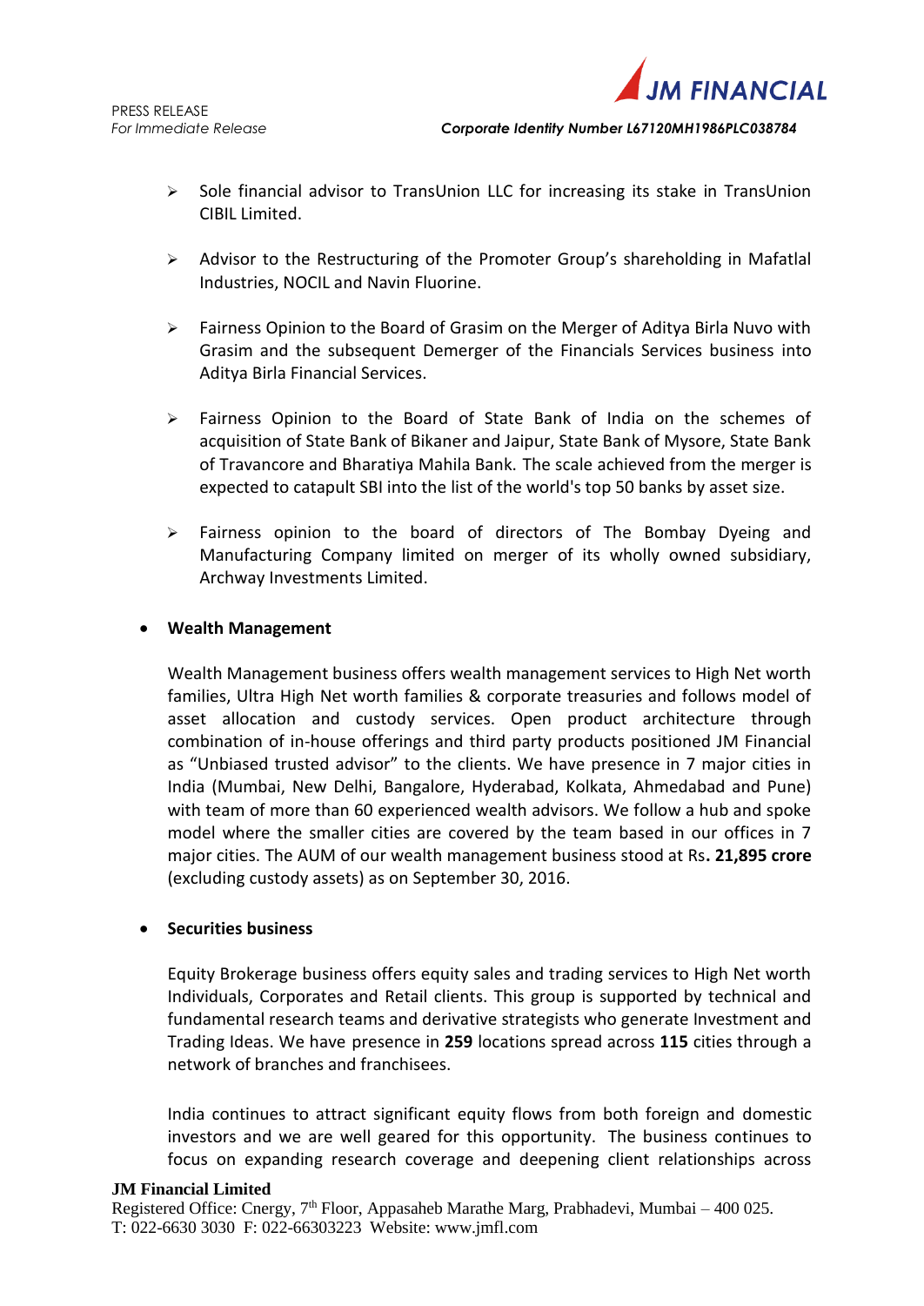- Sole financial advisor to TransUnion LLC for increasing its stake in TransUnion CIBIL Limited.

- Advisor to the Restructuring of the Promoter Group's shareholding in Mafatlal Industries, NOCIL and Navin Fluorine.

- Fairness Opinion to the Board of Grasim on the Merger of Aditya Birla Nuvo with Grasim and the subsequent Demerger of the Financials Services business into Aditya Birla Financial Services.

- Fairness Opinion to the Board of State Bank of India on the schemes of acquisition of State Bank of Bikaner and Jaipur, State Bank of Mysore, State Bank of Travancore and Bharatiya Mahila Bank. The scale achieved from the merger is expected to catapult SBI into the list of the world's top 50 banks by asset size.

- Fairness opinion to the board of directors of The Bombay Dyeing and Manufacturing Company limited on merger of its wholly owned subsidiary, Archway Investments Limited.

- **Wealth Management**

  Wealth Management business offers wealth management services to High Net worth families, Ultra High Net worth families & corporate treasuries and follows model of asset allocation and custody services. Open product architecture through combination of in-house offerings and third party products positioned JM Financial as "Unbiased trusted advisor" to the clients. We have presence in 7 major cities in India (Mumbai, New Delhi, Bangalore, Hyderabad, Kolkata, Ahmedabad and Pune) with team of more than 60 experienced wealth advisors. We follow a hub and spoke model where the smaller cities are covered by the team based in our offices in 7 major cities. The AUM of our wealth management business stood at Rs**. 21,895 crore** (excluding custody assets) as on September 30, 2016.

- **Securities business**

  Equity Brokerage business offers equity sales and trading services to High Net worth Individuals, Corporates and Retail clients. This group is supported by technical and fundamental research teams and derivative strategists who generate Investment and Trading Ideas. We have presence in **259** locations spread across **115** cities through a network of branches and franchisees.

  India continues to attract significant equity flows from both foreign and domestic investors and we are well geared for this opportunity. The business continues to focus on expanding research coverage and deepening client relationships across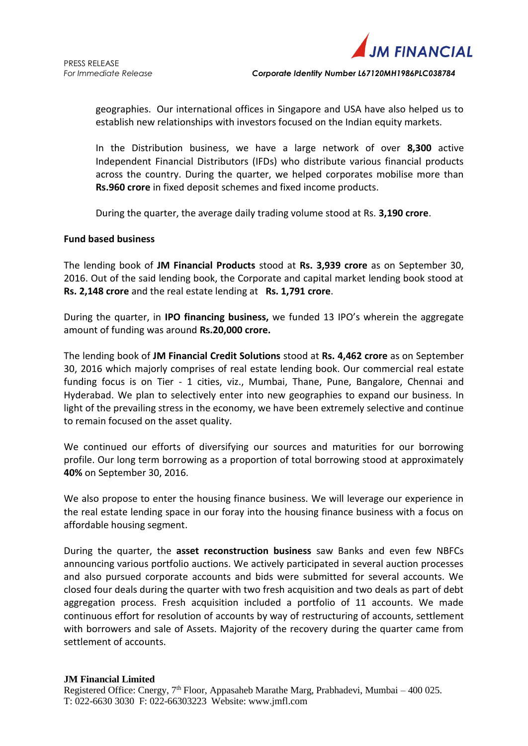geographies. Our international offices in Singapore and USA have also helped us to establish new relationships with investors focused on the Indian equity markets.

In the Distribution business, we have a large network of over **8,300** active Independent Financial Distributors (IFDs) who distribute various financial products across the country. During the quarter, we helped corporates mobilise more than **Rs.960 crore** in fixed deposit schemes and fixed income products.

During the quarter, the average daily trading volume stood at Rs. **3,190 crore**.

**Fund based business**

The lending book of **JM Financial Products** stood at **Rs. 3,939 crore** as on September 30, 2016. Out of the said lending book, the Corporate and capital market lending book stood at **Rs. 2,148 crore** and the real estate lending at **Rs. 1,791 crore**.

During the quarter, in **IPO financing business,** we funded 13 IPO's wherein the aggregate amount of funding was around **Rs.20,000 crore.**

The lending book of **JM Financial Credit Solutions** stood at **Rs. 4,462 crore** as on September 30, 2016 which majorly comprises of real estate lending book. Our commercial real estate funding focus is on Tier - 1 cities, viz., Mumbai, Thane, Pune, Bangalore, Chennai and Hyderabad. We plan to selectively enter into new geographies to expand our business. In light of the prevailing stress in the economy, we have been extremely selective and continue to remain focused on the asset quality.

We continued our efforts of diversifying our sources and maturities for our borrowing profile. Our long term borrowing as a proportion of total borrowing stood at approximately **40%** on September 30, 2016.

We also propose to enter the housing finance business. We will leverage our experience in the real estate lending space in our foray into the housing finance business with a focus on affordable housing segment.

During the quarter, the **asset reconstruction business** saw Banks and even few NBFCs announcing various portfolio auctions. We actively participated in several auction processes and also pursued corporate accounts and bids were submitted for several accounts. We closed four deals during the quarter with two fresh acquisition and two deals as part of debt aggregation process. Fresh acquisition included a portfolio of 11 accounts. We made continuous effort for resolution of accounts by way of restructuring of accounts, settlement with borrowers and sale of Assets. Majority of the recovery during the quarter came from settlement of accounts.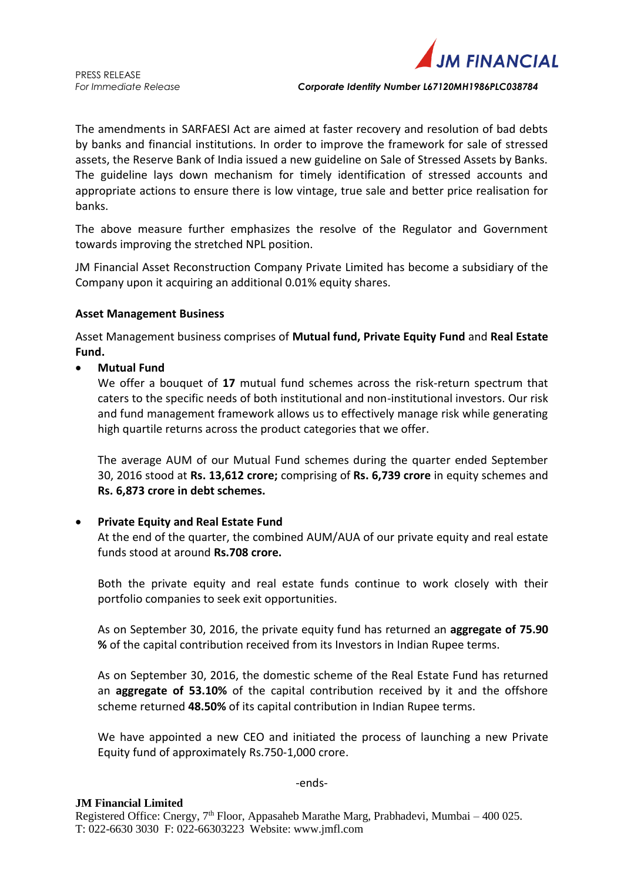The amendments in SARFAESI Act are aimed at faster recovery and resolution of bad debts by banks and financial institutions. In order to improve the framework for sale of stressed assets, the Reserve Bank of India issued a new guideline on Sale of Stressed Assets by Banks. The guideline lays down mechanism for timely identification of stressed accounts and appropriate actions to ensure there is low vintage, true sale and better price realisation for banks.

The above measure further emphasizes the resolve of the Regulator and Government towards improving the stretched NPL position.

JM Financial Asset Reconstruction Company Private Limited has become a subsidiary of the Company upon it acquiring an additional 0.01% equity shares.

**Asset Management Business**

Asset Management business comprises of **Mutual fund, Private Equity Fund** and **Real Estate Fund.**

- **Mutual Fund**

  We offer a bouquet of **17** mutual fund schemes across the risk-return spectrum that caters to the specific needs of both institutional and non-institutional investors. Our risk and fund management framework allows us to effectively manage risk while generating high quartile returns across the product categories that we offer.

  The average AUM of our Mutual Fund schemes during the quarter ended September 30, 2016 stood at **Rs. 13,612 crore;** comprising of **Rs. 6,739 crore** in equity schemes and **Rs. 6,873 crore in debt schemes.**

- **Private Equity and Real Estate Fund**

  At the end of the quarter, the combined AUM/AUA of our private equity and real estate funds stood at around **Rs.708 crore.**

  Both the private equity and real estate funds continue to work closely with their portfolio companies to seek exit opportunities.

  As on September 30, 2016, the private equity fund has returned an **aggregate of 75.90 %** of the capital contribution received from its Investors in Indian Rupee terms.

  As on September 30, 2016, the domestic scheme of the Real Estate Fund has returned an **aggregate of 53.10%** of the capital contribution received by it and the offshore scheme returned **48.50%** of its capital contribution in Indian Rupee terms.

  We have appointed a new CEO and initiated the process of launching a new Private Equity fund of approximately Rs.750-1,000 crore.

-ends-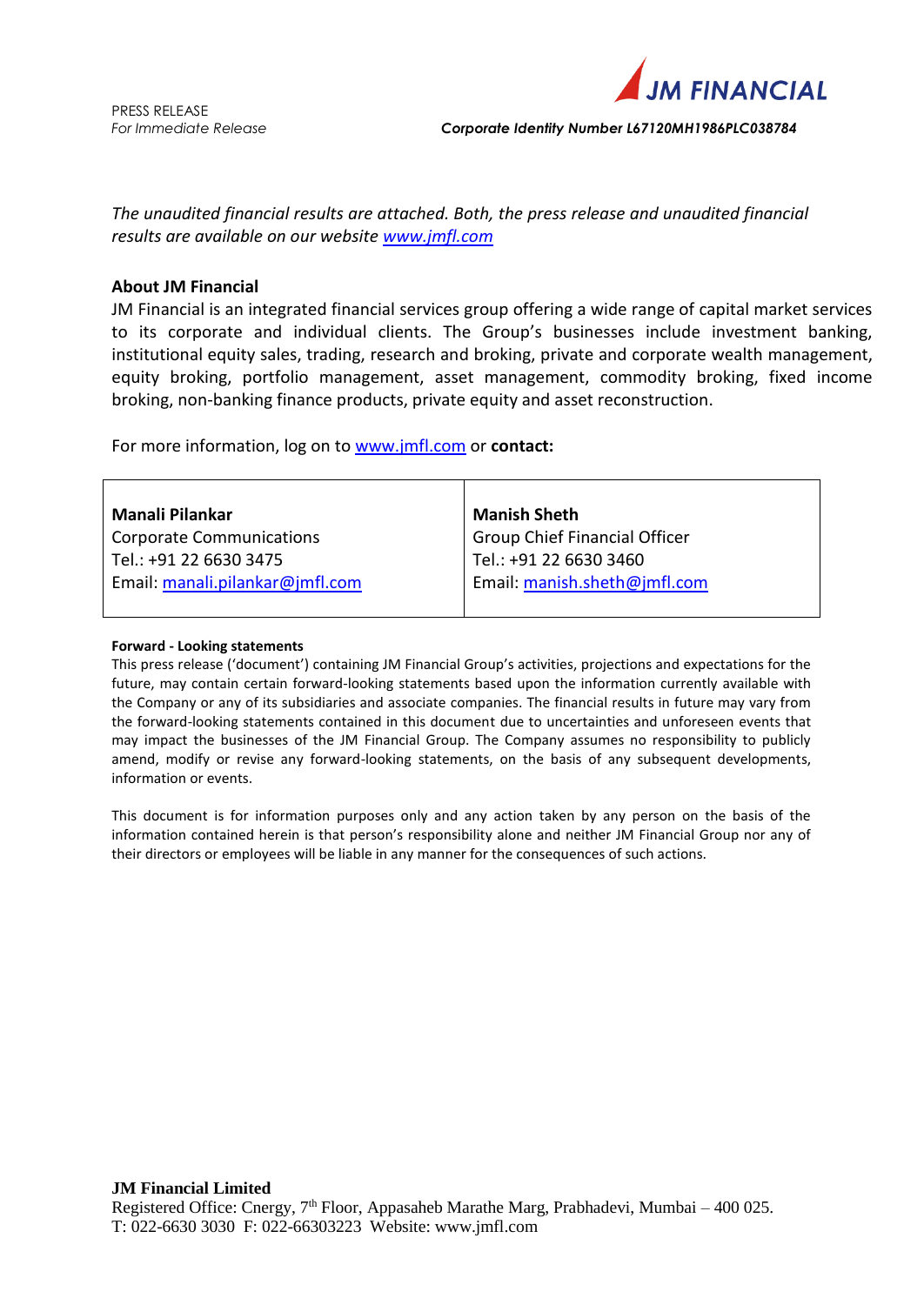PRESS RELEASE
*For Immediate Release*

***Corporate Identity Number L67120MH1986PLC038784***

*The unaudited financial results are attached. Both, the press release and unaudited financial results are available on our website [www.jmfl.com](http://www.jmfl.com)*

**About JM Financial**

JM Financial is an integrated financial services group offering a wide range of capital market services to its corporate and individual clients. The Group's businesses include investment banking, institutional equity sales, trading, research and broking, private and corporate wealth management, equity broking, portfolio management, asset management, commodity broking, fixed income broking, non-banking finance products, private equity and asset reconstruction.

For more information, log on to [www.jmfl.com](http://www.jmfl.com) or **contact:**

| | |
|---|---|
| **Manali Pilankar**<br>Corporate Communications<br>Tel.: +91 22 6630 3475<br>Email: [manali.pilankar@jmfl.com](mailto:manali.pilankar@jmfl.com) | **Manish Sheth**<br>Group Chief Financial Officer<br>Tel.: +91 22 6630 3460<br>Email: [manish.sheth@jmfl.com](mailto:manish.sheth@jmfl.com) |

**Forward - Looking statements**

This press release ('document') containing JM Financial Group's activities, projections and expectations for the future, may contain certain forward-looking statements based upon the information currently available with the Company or any of its subsidiaries and associate companies. The financial results in future may vary from the forward-looking statements contained in this document due to uncertainties and unforeseen events that may impact the businesses of the JM Financial Group. The Company assumes no responsibility to publicly amend, modify or revise any forward-looking statements, on the basis of any subsequent developments, information or events.

This document is for information purposes only and any action taken by any person on the basis of the information contained herein is that person's responsibility alone and neither JM Financial Group nor any of their directors or employees will be liable in any manner for the consequences of such actions.

**JM Financial Limited**
Registered Office: Cnergy, 7th Floor, Appasaheb Marathe Marg, Prabhadevi, Mumbai – 400 025.
T: 022-6630 3030 F: 022-66303223 Website: www.jmfl.com